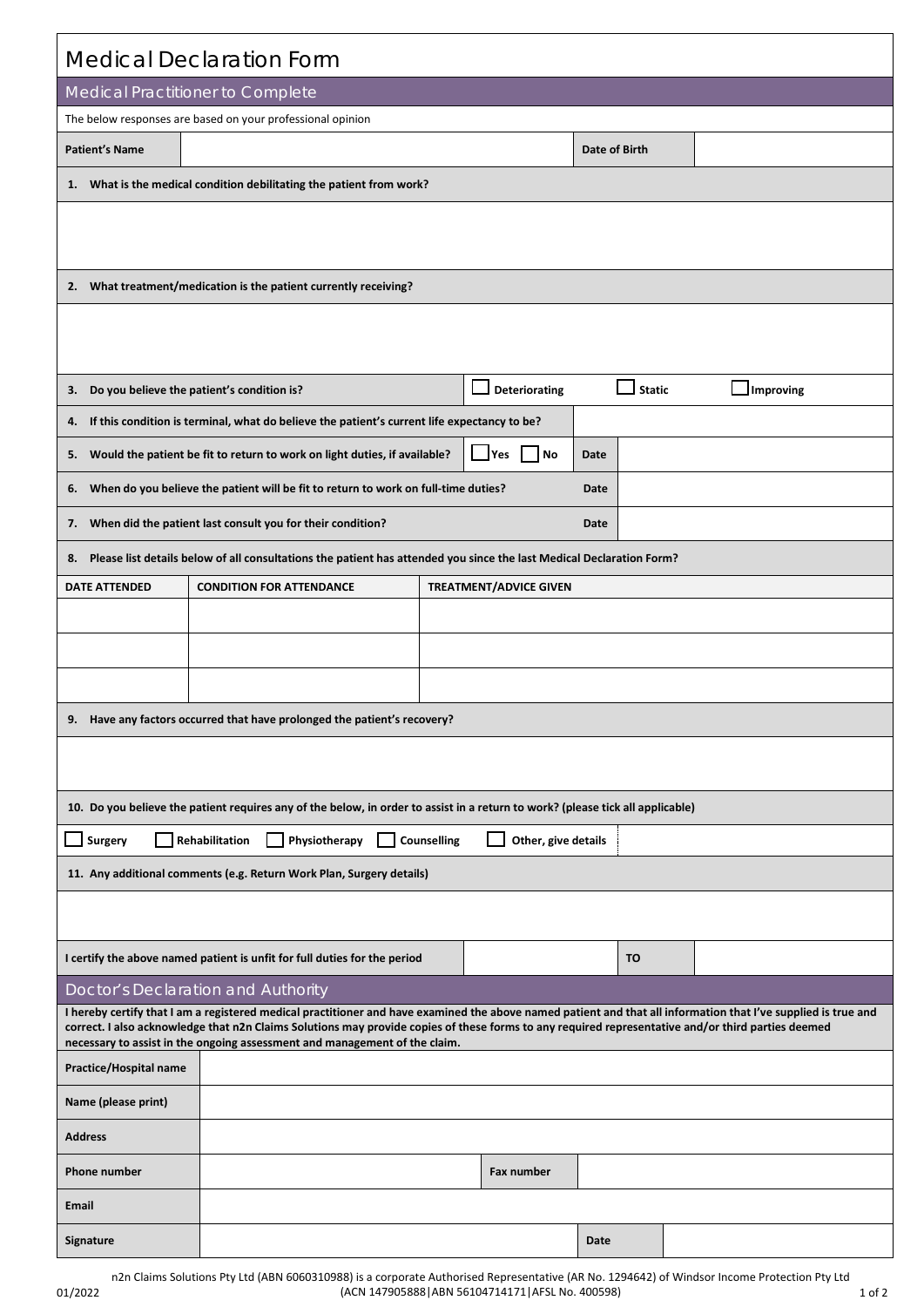# Medical Declaration Form

## Medical Practitioner to Complete

The below responses are based on your professional opinion

| **Patient's Name** | | **Date of Birth** | |
|---|---|---|---|

**1. What is the medical condition debilitating the patient from work?**

**2. What treatment/medication is the patient currently receiving?**

**3. Do you believe the patient's condition is?** ☐ Deteriorating ☐ Static ☐ Improving

**4. If this condition is terminal, what do believe the patient's current life expectancy to be?**

**5. Would the patient be fit to return to work on light duties, if available?** ☐ Yes ☐ No **Date**

**6. When do you believe the patient will be fit to return to work on full-time duties?** **Date**

**7. When did the patient last consult you for their condition?** **Date**

**8. Please list details below of all consultations the patient has attended you since the last Medical Declaration Form?**

| DATE ATTENDED | CONDITION FOR ATTENDANCE | TREATMENT/ADVICE GIVEN |
|---|---|---|
| | | |
| | | |
| | | |

**9. Have any factors occurred that have prolonged the patient's recovery?**

**10. Do you believe the patient requires any of the below, in order to assist in a return to work? (please tick all applicable)**

☐ Surgery ☐ Rehabilitation ☐ Physiotherapy ☐ Counselling ☐ Other, give details

**11. Any additional comments (e.g. Return Work Plan, Surgery details)**

| **I certify the above named patient is unfit for full duties for the period** | | **TO** | |
|---|---|---|---|

## Doctor's Declaration and Authority

**I hereby certify that I am a registered medical practitioner and have examined the above named patient and that all information that I've supplied is true and correct. I also acknowledge that n2n Claims Solutions may provide copies of these forms to any required representative and/or third parties deemed necessary to assist in the ongoing assessment and management of the claim.**

| | | | |
|---|---|---|---|
| **Practice/Hospital name** | | | |
| **Name (please print)** | | | |
| **Address** | | | |
| **Phone number** | | **Fax number** | |
| **Email** | | | |
| **Signature** | | **Date** | |

n2n Claims Solutions Pty Ltd (ABN 6060310988) is a corporate Authorised Representative (AR No. 1294642) of Windsor Income Protection Pty Ltd (ACN 147905888|ABN 56104714171|AFSL No. 400598)

01/2022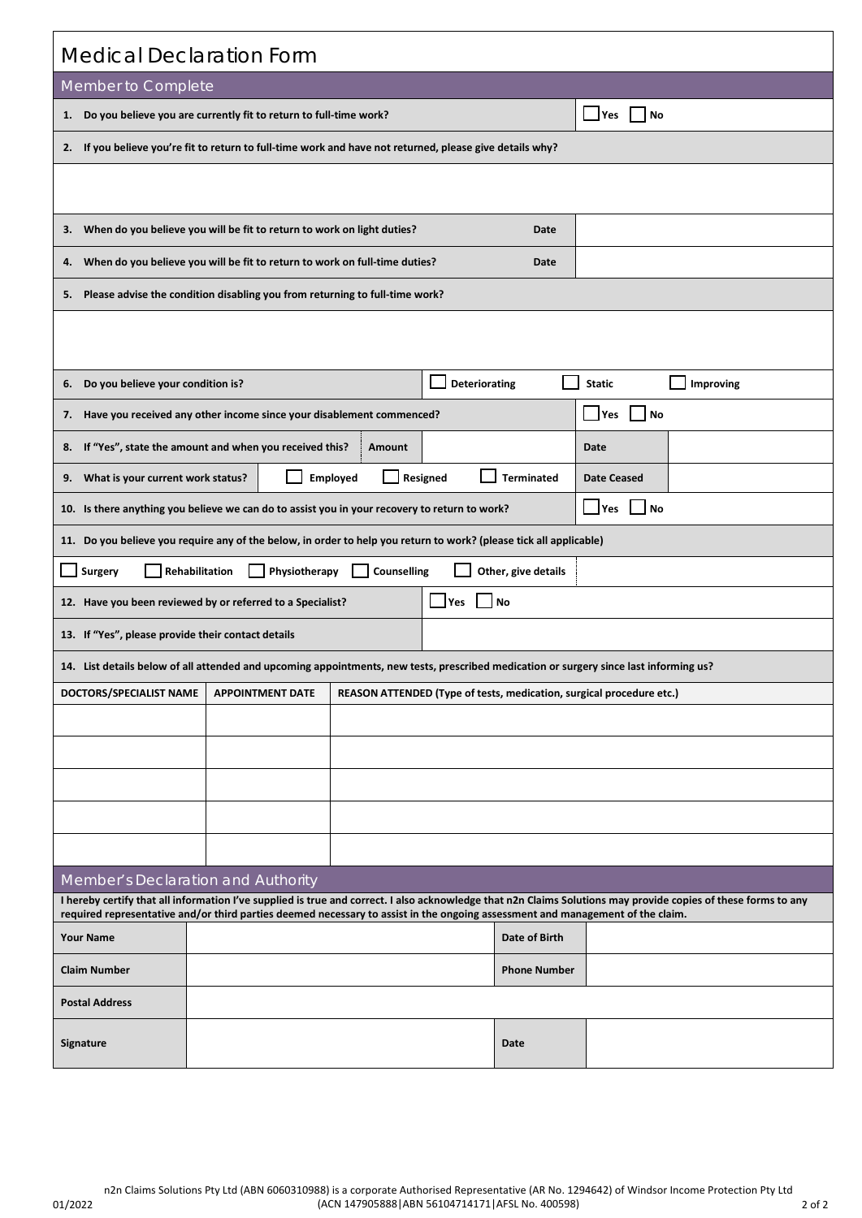# Medical Declaration Form

## Member to Complete

**1. Do you believe you are currently fit to return to full-time work?** ☐ Yes ☐ No

**2. If you believe you're fit to return to full-time work and have not returned, please give details why?**

**3. When do you believe you will be fit to return to work on light duties?** Date

**4. When do you believe you will be fit to return to work on full-time duties?** Date

**5. Please advise the condition disabling you from returning to full-time work?**

**6. Do you believe your condition is?** ☐ Deteriorating ☐ Static ☐ Improving

**7. Have you received any other income since your disablement commenced?** ☐ Yes ☐ No

**8. If "Yes", state the amount and when you received this?** Amount ______ Date ______

**9. What is your current work status?** ☐ Employed ☐ Resigned ☐ Terminated Date Ceased ______

**10. Is there anything you believe we can do to assist you in your recovery to return to work?** ☐ Yes ☐ No

**11. Do you believe you require any of the below, in order to help you return to work? (please tick all applicable)**

☐ Surgery ☐ Rehabilitation ☐ Physiotherapy ☐ Counselling ☐ Other, give details

**12. Have you been reviewed by or referred to a Specialist?** ☐ Yes ☐ No

**13. If "Yes", please provide their contact details**

**14. List details below of all attended and upcoming appointments, new tests, prescribed medication or surgery since last informing us?**

| DOCTORS/SPECIALIST NAME | APPOINTMENT DATE | REASON ATTENDED (Type of tests, medication, surgical procedure etc.) |
|---|---|---|
| | | |
| | | |
| | | |
| | | |
| | | |

## Member's Declaration and Authority

**I hereby certify that all information I've supplied is true and correct. I also acknowledge that n2n Claims Solutions may provide copies of these forms to any required representative and/or third parties deemed necessary to assist in the ongoing assessment and management of the claim.**

| | | | |
|---|---|---|---|
| **Your Name** | | **Date of Birth** | |
| **Claim Number** | | **Phone Number** | |
| **Postal Address** | | | |
| **Signature** | | **Date** | |

01/2022

n2n Claims Solutions Pty Ltd (ABN 6060310988) is a corporate Authorised Representative (AR No. 1294642) of Windsor Income Protection Pty Ltd (ACN 147905888|ABN 56104714171|AFSL No. 400598)